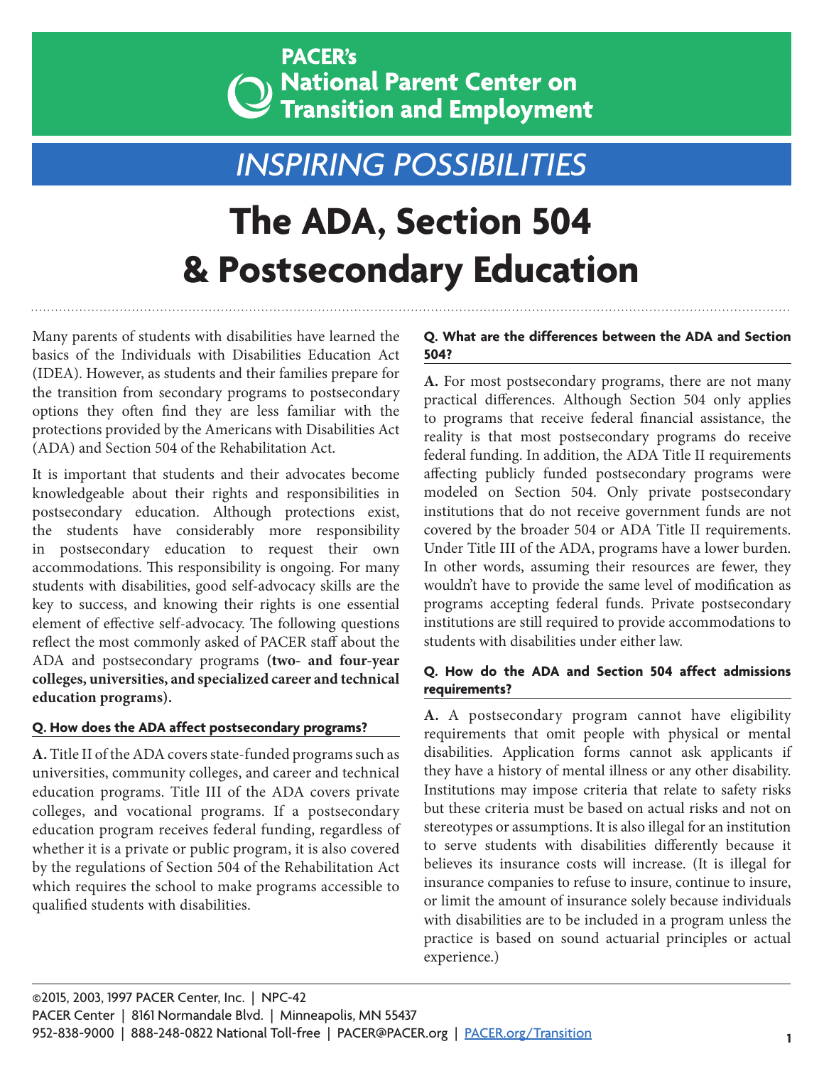PACER's National Parent Center on Transition and Employment

INSPIRING POSSIBILITIES

# The ADA, Section 504 & Postsecondary Education

Many parents of students with disabilities have learned the basics of the Individuals with Disabilities Education Act (IDEA). However, as students and their families prepare for the transition from secondary programs to postsecondary options they often find they are less familiar with the protections provided by the Americans with Disabilities Act (ADA) and Section 504 of the Rehabilitation Act.

It is important that students and their advocates become knowledgeable about their rights and responsibilities in postsecondary education. Although protections exist, the students have considerably more responsibility in postsecondary education to request their own accommodations. This responsibility is ongoing. For many students with disabilities, good self-advocacy skills are the key to success, and knowing their rights is one essential element of effective self-advocacy. The following questions reflect the most commonly asked of PACER staff about the ADA and postsecondary programs **(two- and four-year colleges, universities, and specialized career and technical education programs).**

### Q. How does the ADA affect postsecondary programs?

**A.** Title II of the ADA covers state-funded programs such as universities, community colleges, and career and technical education programs. Title III of the ADA covers private colleges, and vocational programs. If a postsecondary education program receives federal funding, regardless of whether it is a private or public program, it is also covered by the regulations of Section 504 of the Rehabilitation Act which requires the school to make programs accessible to qualified students with disabilities.

### Q. What are the differences between the ADA and Section 504?

**A.** For most postsecondary programs, there are not many practical differences. Although Section 504 only applies to programs that receive federal financial assistance, the reality is that most postsecondary programs do receive federal funding. In addition, the ADA Title II requirements affecting publicly funded postsecondary programs were modeled on Section 504. Only private postsecondary institutions that do not receive government funds are not covered by the broader 504 or ADA Title II requirements. Under Title III of the ADA, programs have a lower burden. In other words, assuming their resources are fewer, they wouldn't have to provide the same level of modification as programs accepting federal funds. Private postsecondary institutions are still required to provide accommodations to students with disabilities under either law.

### Q. How do the ADA and Section 504 affect admissions requirements?

**A.** A postsecondary program cannot have eligibility requirements that omit people with physical or mental disabilities. Application forms cannot ask applicants if they have a history of mental illness or any other disability. Institutions may impose criteria that relate to safety risks but these criteria must be based on actual risks and not on stereotypes or assumptions. It is also illegal for an institution to serve students with disabilities differently because it believes its insurance costs will increase. (It is illegal for insurance companies to refuse to insure, continue to insure, or limit the amount of insurance solely because individuals with disabilities are to be included in a program unless the practice is based on sound actuarial principles or actual experience.)

©2015, 2003, 1997 PACER Center, Inc. | NPC-42
PACER Center | 8161 Normandale Blvd. | Minneapolis, MN 55437
952-838-9000 | 888-248-0822 National Toll-free | PACER@PACER.org | PACER.org/Transition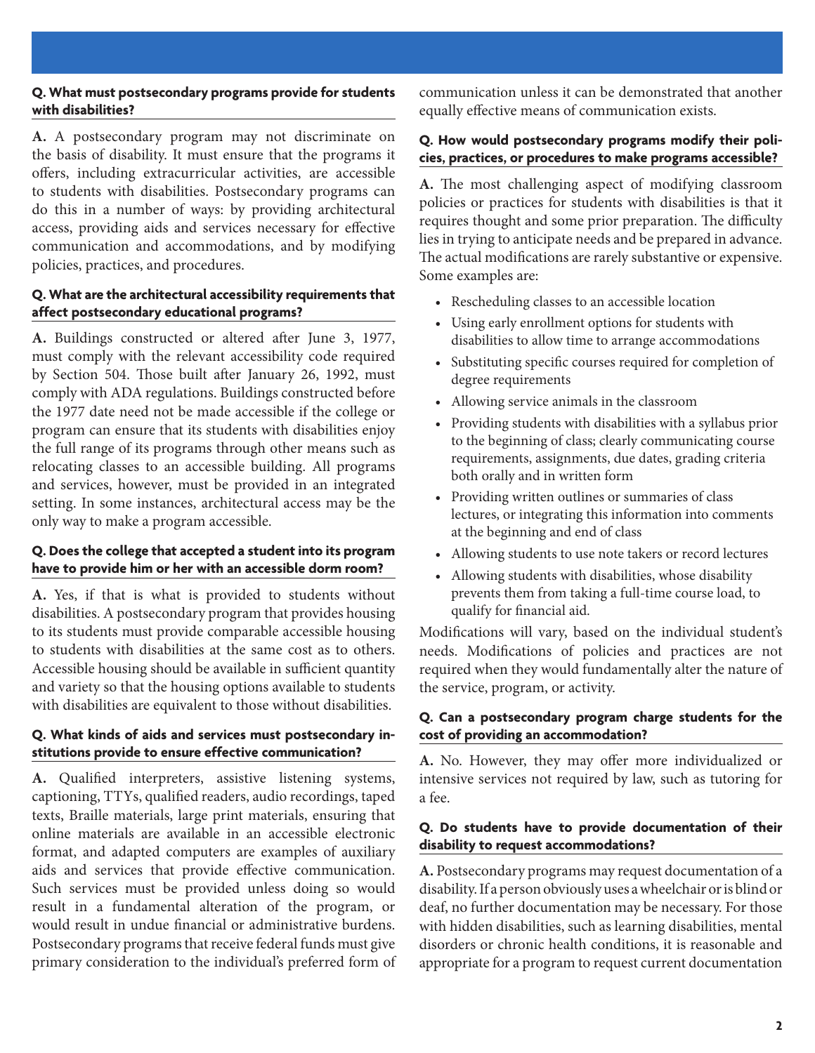**Q. What must postsecondary programs provide for students with disabilities?**

**A.** A postsecondary program may not discriminate on the basis of disability. It must ensure that the programs it offers, including extracurricular activities, are accessible to students with disabilities. Postsecondary programs can do this in a number of ways: by providing architectural access, providing aids and services necessary for effective communication and accommodations, and by modifying policies, practices, and procedures.

**Q. What are the architectural accessibility requirements that affect postsecondary educational programs?**

**A.** Buildings constructed or altered after June 3, 1977, must comply with the relevant accessibility code required by Section 504. Those built after January 26, 1992, must comply with ADA regulations. Buildings constructed before the 1977 date need not be made accessible if the college or program can ensure that its students with disabilities enjoy the full range of its programs through other means such as relocating classes to an accessible building. All programs and services, however, must be provided in an integrated setting. In some instances, architectural access may be the only way to make a program accessible.

**Q. Does the college that accepted a student into its program have to provide him or her with an accessible dorm room?**

**A.** Yes, if that is what is provided to students without disabilities. A postsecondary program that provides housing to its students must provide comparable accessible housing to students with disabilities at the same cost as to others. Accessible housing should be available in sufficient quantity and variety so that the housing options available to students with disabilities are equivalent to those without disabilities.

**Q. What kinds of aids and services must postsecondary institutions provide to ensure effective communication?**

**A.** Qualified interpreters, assistive listening systems, captioning, TTYs, qualified readers, audio recordings, taped texts, Braille materials, large print materials, ensuring that online materials are available in an accessible electronic format, and adapted computers are examples of auxiliary aids and services that provide effective communication. Such services must be provided unless doing so would result in a fundamental alteration of the program, or would result in undue financial or administrative burdens. Postsecondary programs that receive federal funds must give primary consideration to the individual's preferred form of communication unless it can be demonstrated that another equally effective means of communication exists.

**Q. How would postsecondary programs modify their policies, practices, or procedures to make programs accessible?**

**A.** The most challenging aspect of modifying classroom policies or practices for students with disabilities is that it requires thought and some prior preparation. The difficulty lies in trying to anticipate needs and be prepared in advance. The actual modifications are rarely substantive or expensive. Some examples are:

- Rescheduling classes to an accessible location
- Using early enrollment options for students with disabilities to allow time to arrange accommodations
- Substituting specific courses required for completion of degree requirements
- Allowing service animals in the classroom
- Providing students with disabilities with a syllabus prior to the beginning of class; clearly communicating course requirements, assignments, due dates, grading criteria both orally and in written form
- Providing written outlines or summaries of class lectures, or integrating this information into comments at the beginning and end of class
- Allowing students to use note takers or record lectures
- Allowing students with disabilities, whose disability prevents them from taking a full-time course load, to qualify for financial aid.

Modifications will vary, based on the individual student's needs. Modifications of policies and practices are not required when they would fundamentally alter the nature of the service, program, or activity.

**Q. Can a postsecondary program charge students for the cost of providing an accommodation?**

**A.** No. However, they may offer more individualized or intensive services not required by law, such as tutoring for a fee.

**Q. Do students have to provide documentation of their disability to request accommodations?**

**A.** Postsecondary programs may request documentation of a disability. If a person obviously uses a wheelchair or is blind or deaf, no further documentation may be necessary. For those with hidden disabilities, such as learning disabilities, mental disorders or chronic health conditions, it is reasonable and appropriate for a program to request current documentation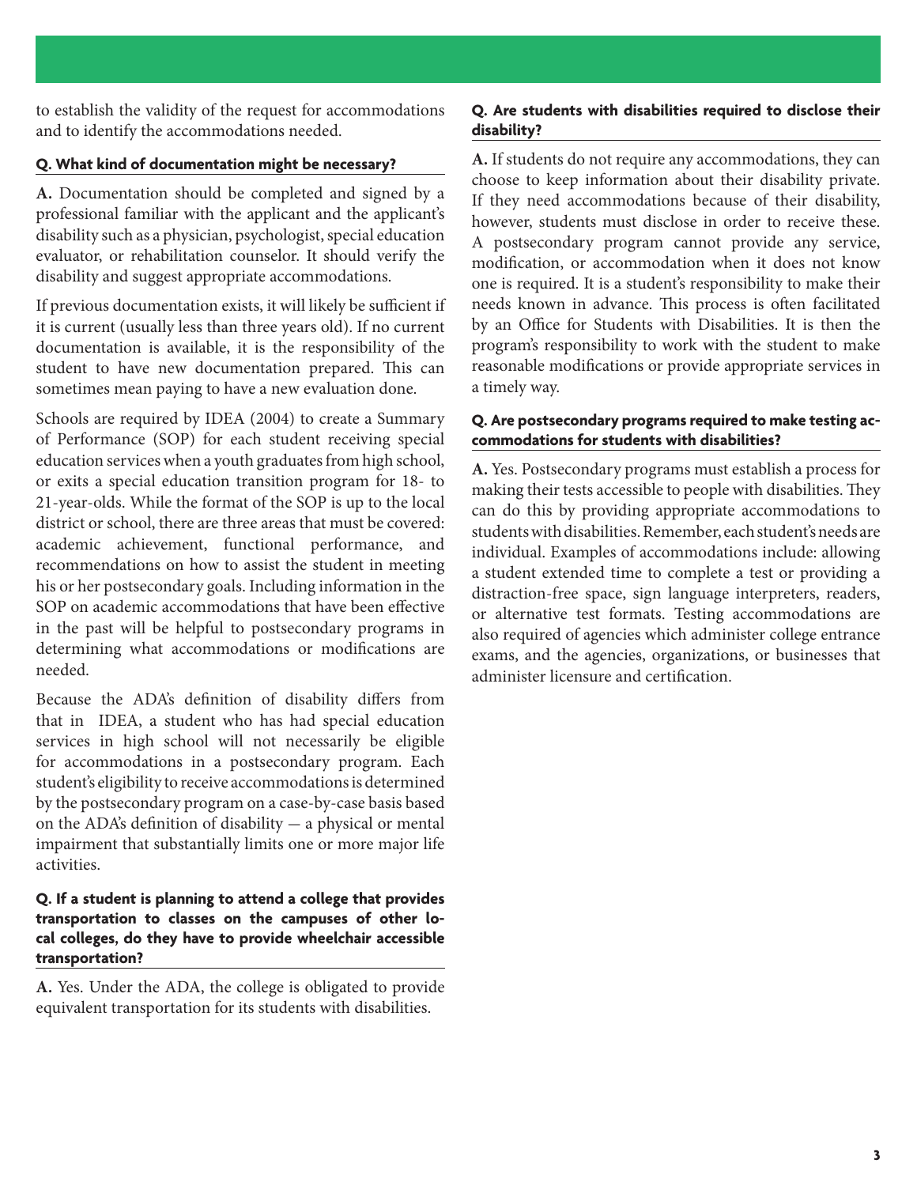to establish the validity of the request for accommodations and to identify the accommodations needed.

**Q. What kind of documentation might be necessary?**

**A.** Documentation should be completed and signed by a professional familiar with the applicant and the applicant's disability such as a physician, psychologist, special education evaluator, or rehabilitation counselor. It should verify the disability and suggest appropriate accommodations.

If previous documentation exists, it will likely be sufficient if it is current (usually less than three years old). If no current documentation is available, it is the responsibility of the student to have new documentation prepared. This can sometimes mean paying to have a new evaluation done.

Schools are required by IDEA (2004) to create a Summary of Performance (SOP) for each student receiving special education services when a youth graduates from high school, or exits a special education transition program for 18- to 21-year-olds. While the format of the SOP is up to the local district or school, there are three areas that must be covered: academic achievement, functional performance, and recommendations on how to assist the student in meeting his or her postsecondary goals. Including information in the SOP on academic accommodations that have been effective in the past will be helpful to postsecondary programs in determining what accommodations or modifications are needed.

Because the ADA's definition of disability differs from that in IDEA, a student who has had special education services in high school will not necessarily be eligible for accommodations in a postsecondary program. Each student's eligibility to receive accommodations is determined by the postsecondary program on a case-by-case basis based on the ADA's definition of disability — a physical or mental impairment that substantially limits one or more major life activities.

**Q. If a student is planning to attend a college that provides transportation to classes on the campuses of other local colleges, do they have to provide wheelchair accessible transportation?**

**A.** Yes. Under the ADA, the college is obligated to provide equivalent transportation for its students with disabilities.

**Q. Are students with disabilities required to disclose their disability?**

**A.** If students do not require any accommodations, they can choose to keep information about their disability private. If they need accommodations because of their disability, however, students must disclose in order to receive these. A postsecondary program cannot provide any service, modification, or accommodation when it does not know one is required. It is a student's responsibility to make their needs known in advance. This process is often facilitated by an Office for Students with Disabilities. It is then the program's responsibility to work with the student to make reasonable modifications or provide appropriate services in a timely way.

**Q. Are postsecondary programs required to make testing accommodations for students with disabilities?**

**A.** Yes. Postsecondary programs must establish a process for making their tests accessible to people with disabilities. They can do this by providing appropriate accommodations to students with disabilities. Remember, each student's needs are individual. Examples of accommodations include: allowing a student extended time to complete a test or providing a distraction-free space, sign language interpreters, readers, or alternative test formats. Testing accommodations are also required of agencies which administer college entrance exams, and the agencies, organizations, or businesses that administer licensure and certification.